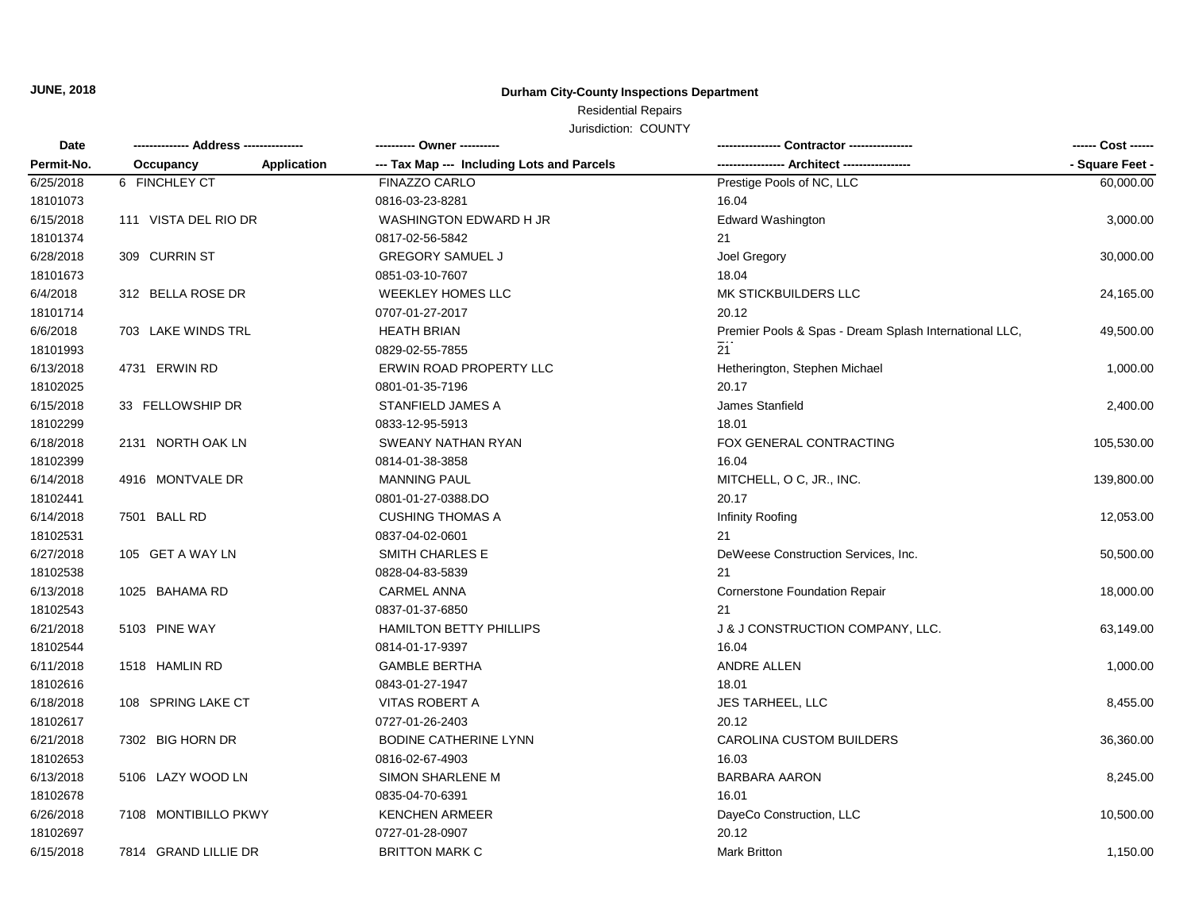**JUNE, 2018**

**Durham City-County Inspections Department**

Residential Repairs

Jurisdiction: COUNTY

| Date<br>Permit-No. | ------------- Address --------------<br>Occupancy | <br>Application | ---------- Owner ----------<br>--- Tax Map --- Including Lots and Parcels | --------------- Contractor ---------------<br>---------------- Architect ---------------- | ------ Cost ------<br>- Square Feet - |
|---|---|---|---|---|---|
| 6/25/2018 | 6 FINCHLEY CT | | FINAZZO CARLO | Prestige Pools of NC, LLC | 60,000.00 |
| 18101073 | | | 0816-03-23-8281 | 16.04 | |
| 6/15/2018 | 111 VISTA DEL RIO DR | | WASHINGTON EDWARD H JR | Edward Washington | 3,000.00 |
| 18101374 | | | 0817-02-56-5842 | 21 | |
| 6/28/2018 | 309 CURRIN ST | | GREGORY SAMUEL J | Joel Gregory | 30,000.00 |
| 18101673 | | | 0851-03-10-7607 | 18.04 | |
| 6/4/2018 | 312 BELLA ROSE DR | | WEEKLEY HOMES LLC | MK STICKBUILDERS LLC | 24,165.00 |
| 18101714 | | | 0707-01-27-2017 | 20.12 | |
| 6/6/2018 | 703 LAKE WINDS TRL | | HEATH BRIAN | Premier Pools & Spas - Dream Splash International LLC, | 49,500.00 |
| 18101993 | | | 0829-02-55-7855 | 21 | |
| 6/13/2018 | 4731 ERWIN RD | | ERWIN ROAD PROPERTY LLC | Hetherington, Stephen Michael | 1,000.00 |
| 18102025 | | | 0801-01-35-7196 | 20.17 | |
| 6/15/2018 | 33 FELLOWSHIP DR | | STANFIELD JAMES A | James Stanfield | 2,400.00 |
| 18102299 | | | 0833-12-95-5913 | 18.01 | |
| 6/18/2018 | 2131 NORTH OAK LN | | SWEANY NATHAN RYAN | FOX GENERAL CONTRACTING | 105,530.00 |
| 18102399 | | | 0814-01-38-3858 | 16.04 | |
| 6/14/2018 | 4916 MONTVALE DR | | MANNING PAUL | MITCHELL, O C, JR., INC. | 139,800.00 |
| 18102441 | | | 0801-01-27-0388.DO | 20.17 | |
| 6/14/2018 | 7501 BALL RD | | CUSHING THOMAS A | Infinity Roofing | 12,053.00 |
| 18102531 | | | 0837-04-02-0601 | 21 | |
| 6/27/2018 | 105 GET A WAY LN | | SMITH CHARLES E | DeWeese Construction Services, Inc. | 50,500.00 |
| 18102538 | | | 0828-04-83-5839 | 21 | |
| 6/13/2018 | 1025 BAHAMA RD | | CARMEL ANNA | Cornerstone Foundation Repair | 18,000.00 |
| 18102543 | | | 0837-01-37-6850 | 21 | |
| 6/21/2018 | 5103 PINE WAY | | HAMILTON BETTY PHILLIPS | J & J CONSTRUCTION COMPANY, LLC. | 63,149.00 |
| 18102544 | | | 0814-01-17-9397 | 16.04 | |
| 6/11/2018 | 1518 HAMLIN RD | | GAMBLE BERTHA | ANDRE ALLEN | 1,000.00 |
| 18102616 | | | 0843-01-27-1947 | 18.01 | |
| 6/18/2018 | 108 SPRING LAKE CT | | VITAS ROBERT A | JES TARHEEL, LLC | 8,455.00 |
| 18102617 | | | 0727-01-26-2403 | 20.12 | |
| 6/21/2018 | 7302 BIG HORN DR | | BODINE CATHERINE LYNN | CAROLINA CUSTOM BUILDERS | 36,360.00 |
| 18102653 | | | 0816-02-67-4903 | 16.03 | |
| 6/13/2018 | 5106 LAZY WOOD LN | | SIMON SHARLENE M | BARBARA AARON | 8,245.00 |
| 18102678 | | | 0835-04-70-6391 | 16.01 | |
| 6/26/2018 | 7108 MONTIBILLO PKWY | | KENCHEN ARMEER | DayeCo Construction, LLC | 10,500.00 |
| 18102697 | | | 0727-01-28-0907 | 20.12 | |
| 6/15/2018 | 7814 GRAND LILLIE DR | | BRITTON MARK C | Mark Britton | 1,150.00 |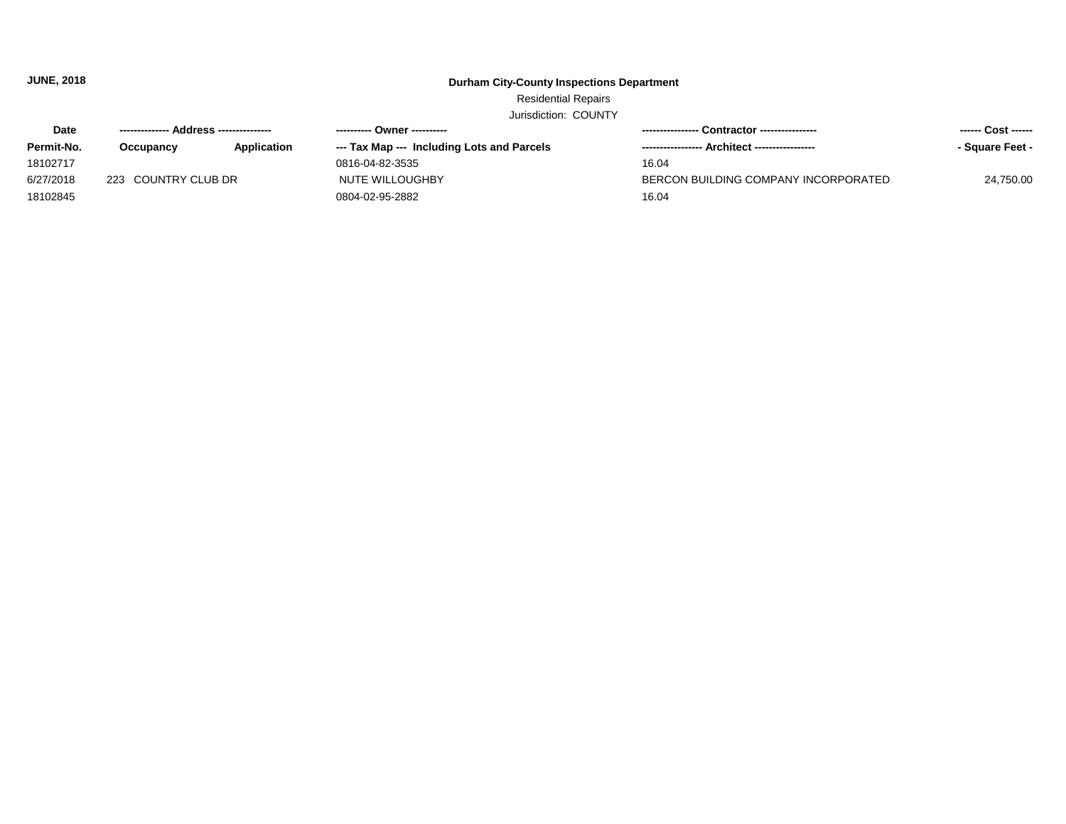**JUNE, 2018**

**Durham City-County Inspections Department**

Residential Repairs

Jurisdiction: COUNTY

| Date | -------------- Address --------------- | | ---------- Owner ---------- | ---------------- Contractor ---------------- | ------ Cost ------ |
|---|---|---|---|---|---|
| **Permit-No.** | **Occupancy** | **Application** | **--- Tax Map --- Including Lots and Parcels** | **----------------- Architect -----------------** | **- Square Feet -** |
| 18102717 | | | 0816-04-82-3535 | 16.04 | |
| 6/27/2018 | 223 COUNTRY CLUB DR | | NUTE WILLOUGHBY | BERCON BUILDING COMPANY INCORPORATED | 24,750.00 |
| 18102845 | | | 0804-02-95-2882 | 16.04 | |